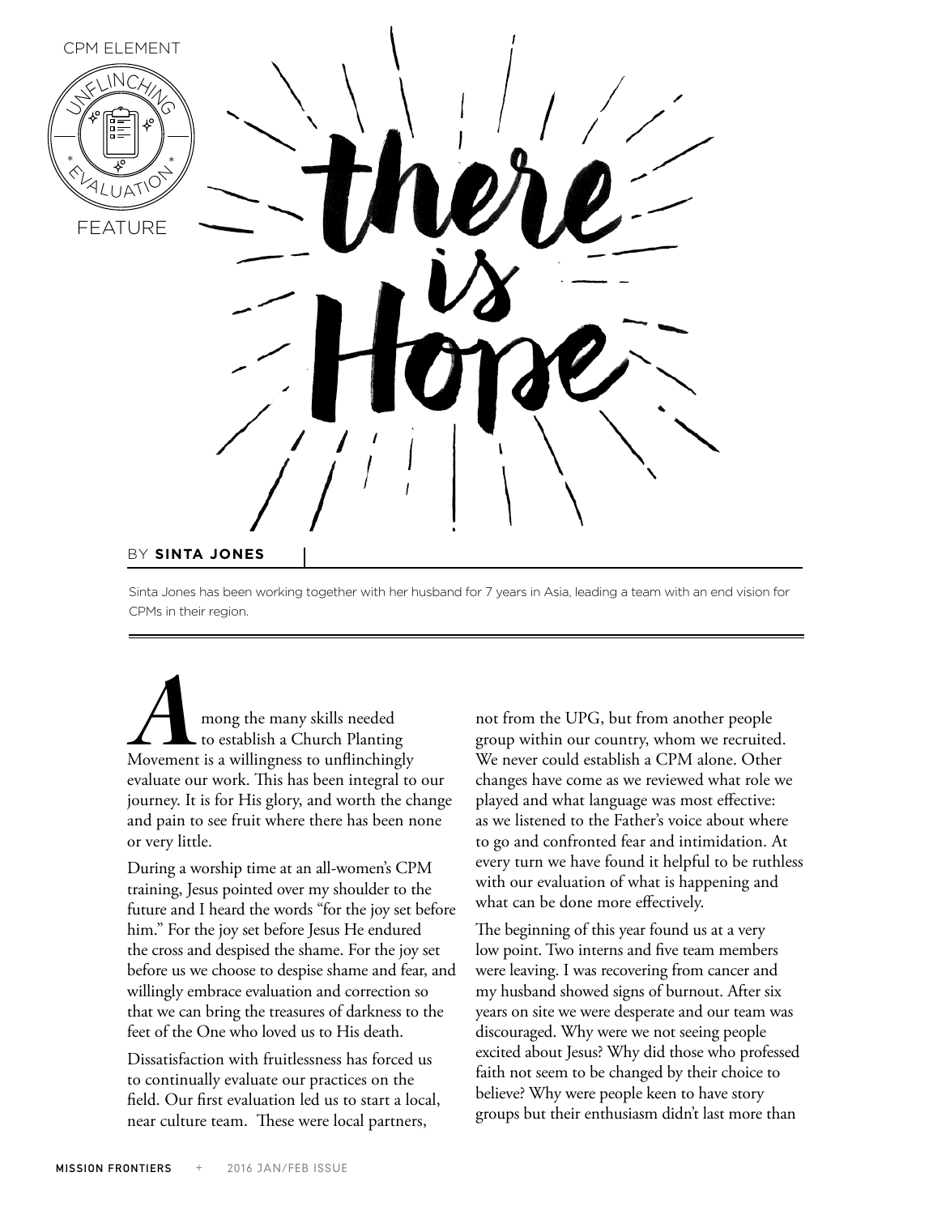CPM ELEMENT

UNFLINCHING EVALUATION

FEATURE

# There is Hope

BY **SINTA JONES**

Sinta Jones has been working together with her husband for 7 years in Asia, leading a team with an end vision for CPMs in their region.

Among the many skills needed to establish a Church Planting Movement is a willingness to unflinchingly evaluate our work. This has been integral to our journey. It is for His glory, and worth the change and pain to see fruit where there has been none or very little.

During a worship time at an all-women's CPM training, Jesus pointed over my shoulder to the future and I heard the words "for the joy set before him." For the joy set before Jesus He endured the cross and despised the shame. For the joy set before us we choose to despise shame and fear, and willingly embrace evaluation and correction so that we can bring the treasures of darkness to the feet of the One who loved us to His death.

Dissatisfaction with fruitlessness has forced us to continually evaluate our practices on the field. Our first evaluation led us to start a local, near culture team. These were local partners, not from the UPG, but from another people group within our country, whom we recruited. We never could establish a CPM alone. Other changes have come as we reviewed what role we played and what language was most effective: as we listened to the Father's voice about where to go and confronted fear and intimidation. At every turn we have found it helpful to be ruthless with our evaluation of what is happening and what can be done more effectively.

The beginning of this year found us at a very low point. Two interns and five team members were leaving. I was recovering from cancer and my husband showed signs of burnout. After six years on site we were desperate and our team was discouraged. Why were we not seeing people excited about Jesus? Why did those who professed faith not seem to be changed by their choice to believe? Why were people keen to have story groups but their enthusiasm didn't last more than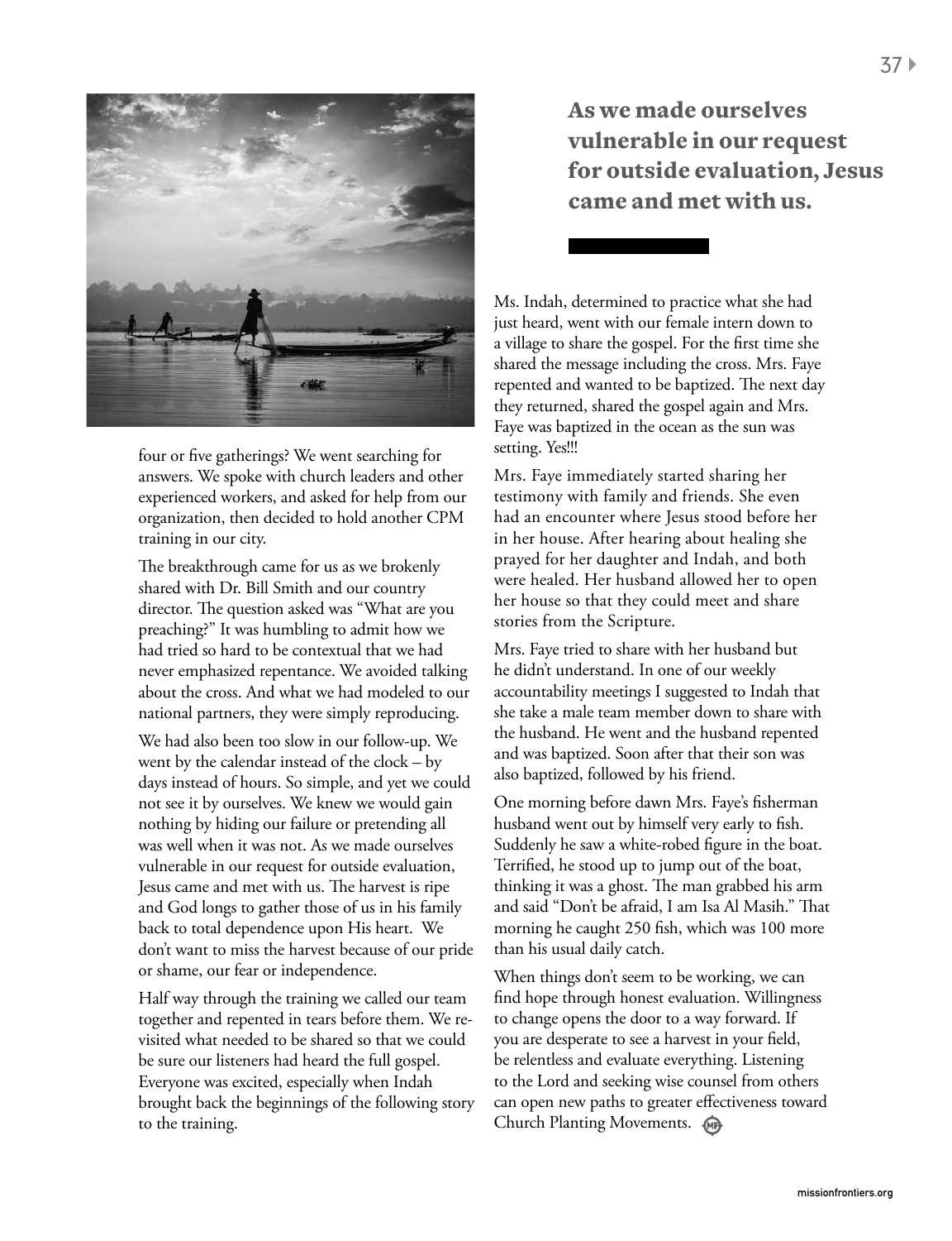four or five gatherings? We went searching for answers. We spoke with church leaders and other experienced workers, and asked for help from our organization, then decided to hold another CPM training in our city.

The breakthrough came for us as we brokenly shared with Dr. Bill Smith and our country director. The question asked was "What are you preaching?" It was humbling to admit how we had tried so hard to be contextual that we had never emphasized repentance. We avoided talking about the cross. And what we had modeled to our national partners, they were simply reproducing.

We had also been too slow in our follow-up. We went by the calendar instead of the clock – by days instead of hours. So simple, and yet we could not see it by ourselves. We knew we would gain nothing by hiding our failure or pretending all was well when it was not. As we made ourselves vulnerable in our request for outside evaluation, Jesus came and met with us. The harvest is ripe and God longs to gather those of us in his family back to total dependence upon His heart. We don't want to miss the harvest because of our pride or shame, our fear or independence.

Half way through the training we called our team together and repented in tears before them. We re-visited what needed to be shared so that we could be sure our listeners had heard the full gospel. Everyone was excited, especially when Indah brought back the beginnings of the following story to the training.

**As we made ourselves vulnerable in our request for outside evaluation, Jesus came and met with us.**

Ms. Indah, determined to practice what she had just heard, went with our female intern down to a village to share the gospel. For the first time she shared the message including the cross. Mrs. Faye repented and wanted to be baptized. The next day they returned, shared the gospel again and Mrs. Faye was baptized in the ocean as the sun was setting. Yes!!!

Mrs. Faye immediately started sharing her testimony with family and friends. She even had an encounter where Jesus stood before her in her house. After hearing about healing she prayed for her daughter and Indah, and both were healed. Her husband allowed her to open her house so that they could meet and share stories from the Scripture.

Mrs. Faye tried to share with her husband but he didn't understand. In one of our weekly accountability meetings I suggested to Indah that she take a male team member down to share with the husband. He went and the husband repented and was baptized. Soon after that their son was also baptized, followed by his friend.

One morning before dawn Mrs. Faye's fisherman husband went out by himself very early to fish. Suddenly he saw a white-robed figure in the boat. Terrified, he stood up to jump out of the boat, thinking it was a ghost. The man grabbed his arm and said "Don't be afraid, I am Isa Al Masih." That morning he caught 250 fish, which was 100 more than his usual daily catch.

When things don't seem to be working, we can find hope through honest evaluation. Willingness to change opens the door to a way forward. If you are desperate to see a harvest in your field, be relentless and evaluate everything. Listening to the Lord and seeking wise counsel from others can open new paths to greater effectiveness toward Church Planting Movements.